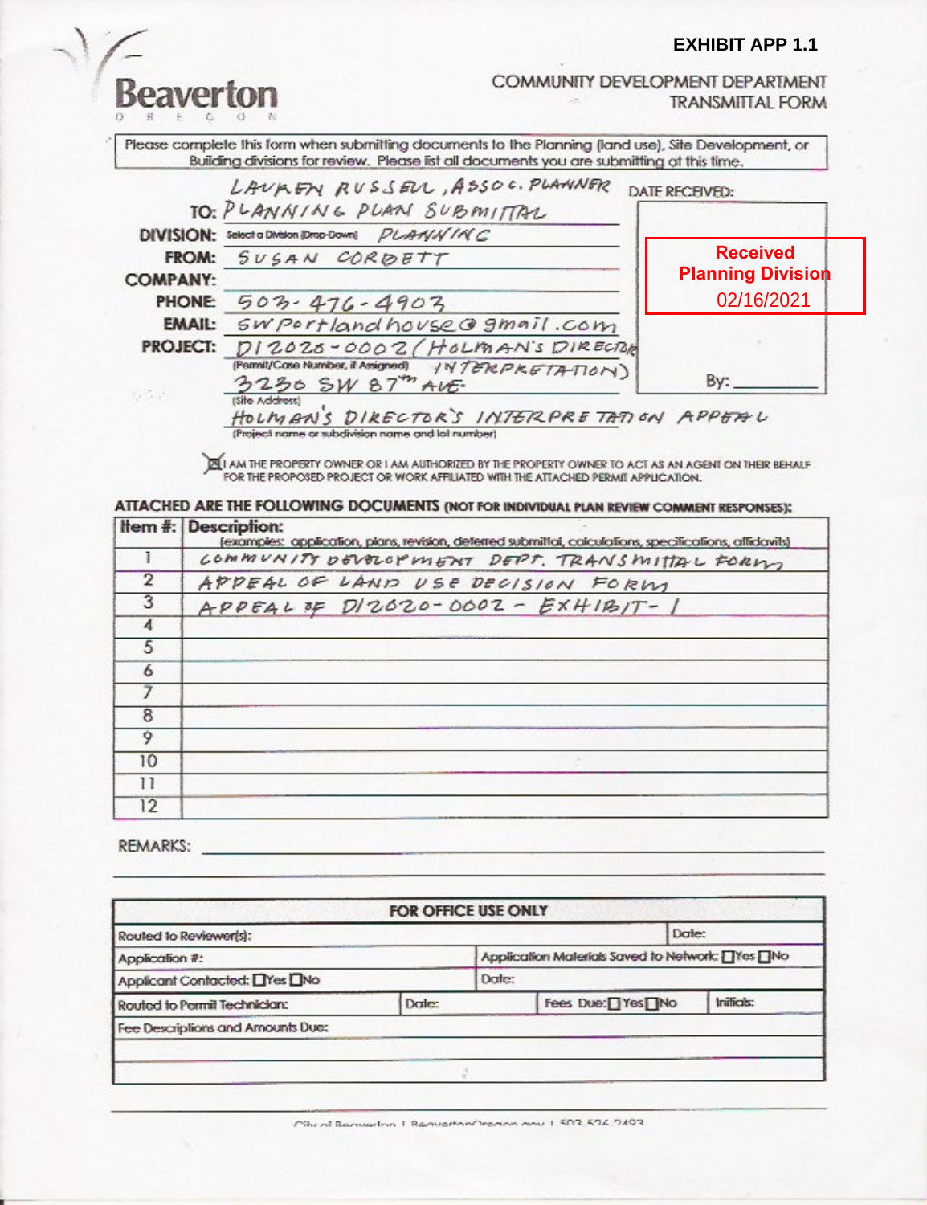**EXHIBIT APP 1.1**

Beaverton
OREGON

COMMUNITY DEVELOPMENT DEPARTMENT
TRANSMITTAL FORM

Please complete this form when submitting documents to the Planning (land use), Site Development, or Building divisions for review. Please list all documents you are submitting at this time.

**TO:** LAUREN RUSSELL, ASSOC. PLANNER
PLANNING PLAN SUBMITTAL

**DIVISION:** Select a Division (Drop-Down) PLANNING

**FROM:** SUSAN CORBETT

**COMPANY:**

**PHONE:** 503-476-4903

**EMAIL:** swportlandhouse@gmail.com

**PROJECT:** DI2020-0002 (HOLMAN'S DIRECTOR INTERPRETATION)
(Permit/Case Number, if Assigned)

3230 SW 87TH AVE
(Site Address)

HOLMAN'S DIRECTOR'S INTERPRETATION APPEAL
(Project name or subdivision name and lot number)

DATE RECEIVED:

**Received Planning Division 02/16/2021**

By: ________

☒ I AM THE PROPERTY OWNER OR I AM AUTHORIZED BY THE PROPERTY OWNER TO ACT AS AN AGENT ON THEIR BEHALF FOR THE PROPOSED PROJECT OR WORK AFFILIATED WITH THE ATTACHED PERMIT APPLICATION.

**ATTACHED ARE THE FOLLOWING DOCUMENTS (NOT FOR INDIVIDUAL PLAN REVIEW COMMENT RESPONSES):**

| Item #: | Description: (examples: application, plans, revision, deferred submittal, calculations, specifications, affidavits) |
|---|---|
| 1 | COMMUNITY DEVELOPMENT DEPT. TRANSMITTAL FORM |
| 2 | APPEAL OF LAND USE DECISION FORM |
| 3 | APPEAL OF DI2020-0002 - EXHIBIT-1 |
| 4 | |
| 5 | |
| 6 | |
| 7 | |
| 8 | |
| 9 | |
| 10 | |
| 11 | |
| 12 | |

REMARKS: ________

| FOR OFFICE USE ONLY | | | |
|---|---|---|---|
| Routed to Reviewer(s): | | | Date: |
| Application #: | | Application Materials Saved to Network: ☐Yes ☐No | |
| Applicant Contacted: ☐Yes ☐No | | Date: | |
| Routed to Permit Technician: | Date: | Fees Due: ☐Yes ☐No | Initials: |
| Fee Descriptions and Amounts Due: | | | |
| | | | |
| | | | |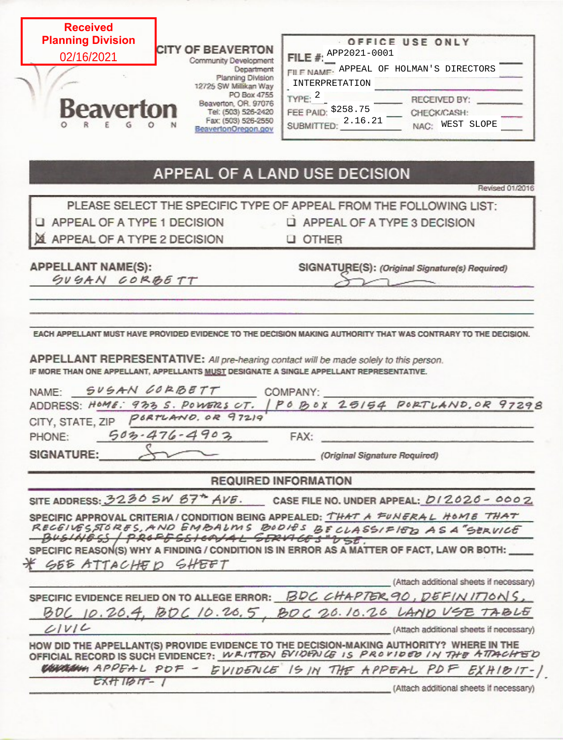**Received Planning Division**
02/16/2021

**CITY OF BEAVERTON**
Community Development Department
Planning Division
12725 SW Millikan Way
PO Box 4755
Beaverton, OR. 97076
Tel: (503) 526-2420
Fax: (503) 526-2550
BeavertonOregon.gov

Beaverton
OREGON

| OFFICE USE ONLY | |
|---|---|
| FILE #: APP2021-0001 | |
| FILE NAME: APPEAL OF HOLMAN'S DIRECTORS INTERPRETATION | |
| TYPE: 2 | RECEIVED BY: |
| FEE PAID: $258.75 | CHECK/CASH: |
| SUBMITTED: 2.16.21 | NAC: WEST SLOPE |

# APPEAL OF A LAND USE DECISION

Revised 01/2016

PLEASE SELECT THE SPECIFIC TYPE OF APPEAL FROM THE FOLLOWING LIST:

- ☐ APPEAL OF A TYPE 1 DECISION
- ☒ APPEAL OF A TYPE 2 DECISION
- ☐ APPEAL OF A TYPE 3 DECISION
- ☐ OTHER

**APPELLANT NAME(S):** SUSAN CORBETT

**SIGNATURE(S):** *(Original Signature(s) Required)* [signature]

EACH APPELLANT MUST HAVE PROVIDED EVIDENCE TO THE DECISION MAKING AUTHORITY THAT WAS CONTRARY TO THE DECISION.

**APPELLANT REPRESENTATIVE:** *All pre-hearing contact will be made solely to this person.*
IF MORE THAN ONE APPELLANT, APPELLANTS MUST DESIGNATE A SINGLE APPELLANT REPRESENTATIVE.

NAME: SUSAN CORBETT COMPANY:
ADDRESS: HOME: 933 S. POWERS CT. / PO BOX 25154 PORTLAND, OR 97298
CITY, STATE, ZIP: PORTLAND, OR 97219
PHONE: 503-476-4903 FAX:
**SIGNATURE:** [signature] *(Original Signature Required)*

## REQUIRED INFORMATION

SITE ADDRESS: 3230 SW 87th AVE. CASE FILE NO. UNDER APPEAL: DI2020-0002

SPECIFIC APPROVAL CRITERIA / CONDITION BEING APPEALED: THAT A FUNERAL HOME THAT RECEIVES, STORES, AND EMBALMS BODIES BE CLASSIFIED AS A "SERVICE ~~BUSINESS / PROFESSIONAL SERVICES~~" USE.

SPECIFIC REASON(S) WHY A FINDING / CONDITION IS IN ERROR AS A MATTER OF FACT, LAW OR BOTH:
* SEE ATTACHED SHEET
(Attach additional sheets if necessary)

SPECIFIC EVIDENCE RELIED ON TO ALLEGE ERROR: BDC CHAPTER 90, DEFINITIONS, BDC 10.20.4, BDC 10.20.5, BDC 20.10.20 LAND USE TABLE CIVIC
(Attach additional sheets if necessary)

HOW DID THE APPELLANT(S) PROVIDE EVIDENCE TO THE DECISION-MAKING AUTHORITY? WHERE IN THE OFFICIAL RECORD IS SUCH EVIDENCE?: WRITTEN EVIDENCE IS PROVIDED IN THE ATTACHED ~~[illegible]~~ APPEAL PDF - EVIDENCE IS IN THE APPEAL PDF EXHIBIT-1. EXHIBIT-1
(Attach additional sheets if necessary)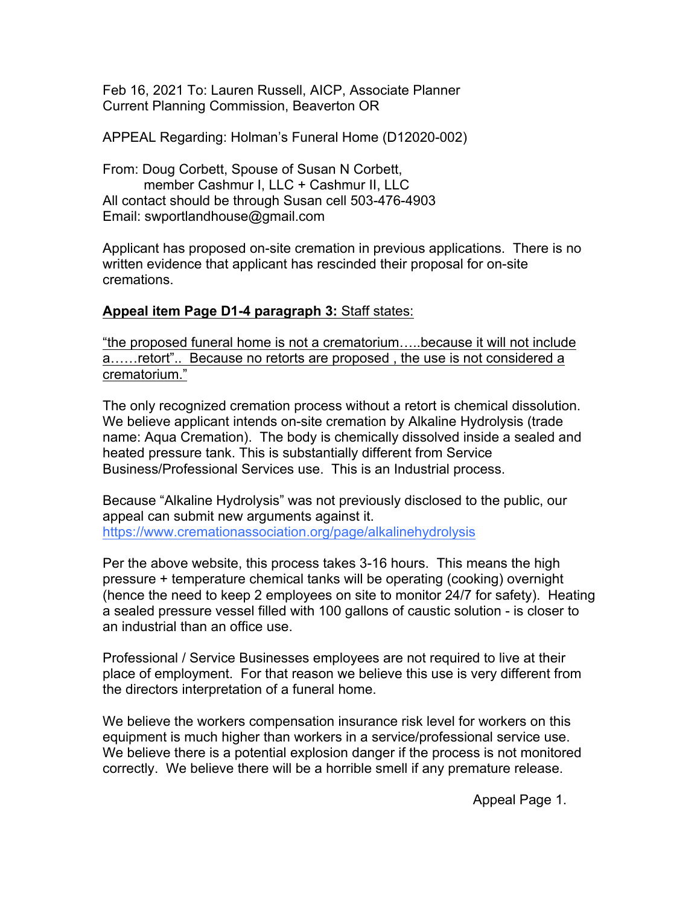Feb 16, 2021 To: Lauren Russell, AICP, Associate Planner
Current Planning Commission, Beaverton OR

APPEAL Regarding: Holman's Funeral Home (D12020-002)

From: Doug Corbett, Spouse of Susan N Corbett,
member Cashmur I, LLC + Cashmur II, LLC
All contact should be through Susan cell 503-476-4903
Email: swportlandhouse@gmail.com

Applicant has proposed on-site cremation in previous applications. There is no written evidence that applicant has rescinded their proposal for on-site cremations.

**Appeal item Page D1-4 paragraph 3:** Staff states:

"the proposed funeral home is not a crematorium…..because it will not include a……retort".. Because no retorts are proposed , the use is not considered a crematorium."

The only recognized cremation process without a retort is chemical dissolution. We believe applicant intends on-site cremation by Alkaline Hydrolysis (trade name: Aqua Cremation). The body is chemically dissolved inside a sealed and heated pressure tank. This is substantially different from Service Business/Professional Services use. This is an Industrial process.

Because "Alkaline Hydrolysis" was not previously disclosed to the public, our appeal can submit new arguments against it.
https://www.cremationassociation.org/page/alkalinehydrolysis

Per the above website, this process takes 3-16 hours. This means the high pressure + temperature chemical tanks will be operating (cooking) overnight (hence the need to keep 2 employees on site to monitor 24/7 for safety). Heating a sealed pressure vessel filled with 100 gallons of caustic solution - is closer to an industrial than an office use.

Professional / Service Businesses employees are not required to live at their place of employment. For that reason we believe this use is very different from the directors interpretation of a funeral home.

We believe the workers compensation insurance risk level for workers on this equipment is much higher than workers in a service/professional service use. We believe there is a potential explosion danger if the process is not monitored correctly. We believe there will be a horrible smell if any premature release.

Appeal Page 1.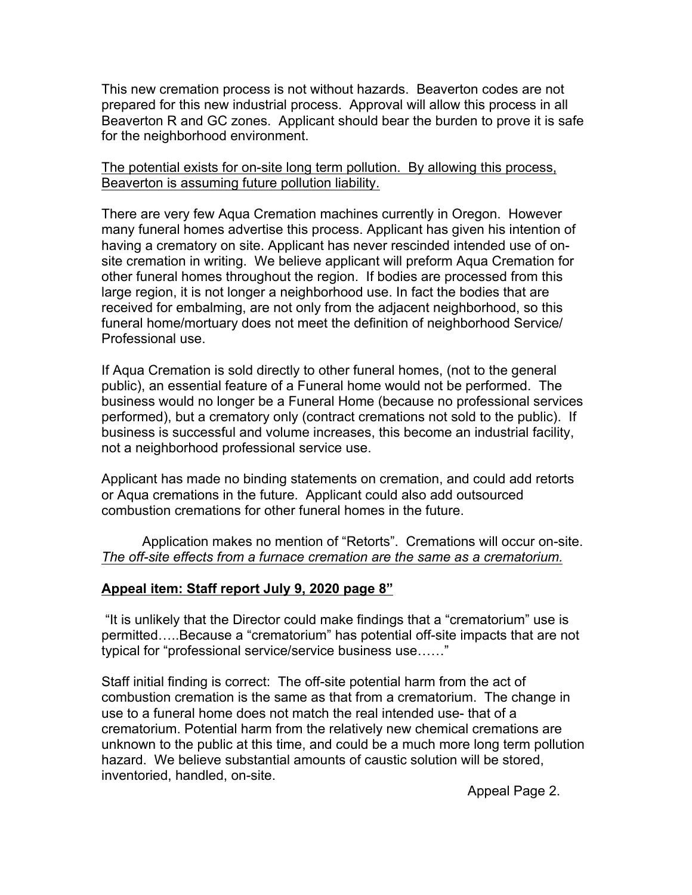This new cremation process is not without hazards. Beaverton codes are not prepared for this new industrial process. Approval will allow this process in all Beaverton R and GC zones. Applicant should bear the burden to prove it is safe for the neighborhood environment.

<u>The potential exists for on-site long term pollution. By allowing this process, Beaverton is assuming future pollution liability.</u>

There are very few Aqua Cremation machines currently in Oregon. However many funeral homes advertise this process. Applicant has given his intention of having a crematory on site. Applicant has never rescinded intended use of on-site cremation in writing. We believe applicant will preform Aqua Cremation for other funeral homes throughout the region. If bodies are processed from this large region, it is not longer a neighborhood use. In fact the bodies that are received for embalming, are not only from the adjacent neighborhood, so this funeral home/mortuary does not meet the definition of neighborhood Service/ Professional use.

If Aqua Cremation is sold directly to other funeral homes, (not to the general public), an essential feature of a Funeral home would not be performed. The business would no longer be a Funeral Home (because no professional services performed), but a crematory only (contract cremations not sold to the public). If business is successful and volume increases, this become an industrial facility, not a neighborhood professional service use.

Applicant has made no binding statements on cremation, and could add retorts or Aqua cremations in the future. Applicant could also add outsourced combustion cremations for other funeral homes in the future.

Application makes no mention of "Retorts". Cremations will occur on-site. *<u>The off-site effects from a furnace cremation are the same as a crematorium.</u>*

**<u>Appeal item: Staff report July 9, 2020 page 8"</u>**

"It is unlikely that the Director could make findings that a "crematorium" use is permitted…..Because a "crematorium" has potential off-site impacts that are not typical for "professional service/service business use……"

Staff initial finding is correct: The off-site potential harm from the act of combustion cremation is the same as that from a crematorium. The change in use to a funeral home does not match the real intended use- that of a crematorium. Potential harm from the relatively new chemical cremations are unknown to the public at this time, and could be a much more long term pollution hazard. We believe substantial amounts of caustic solution will be stored, inventoried, handled, on-site.

Appeal Page 2.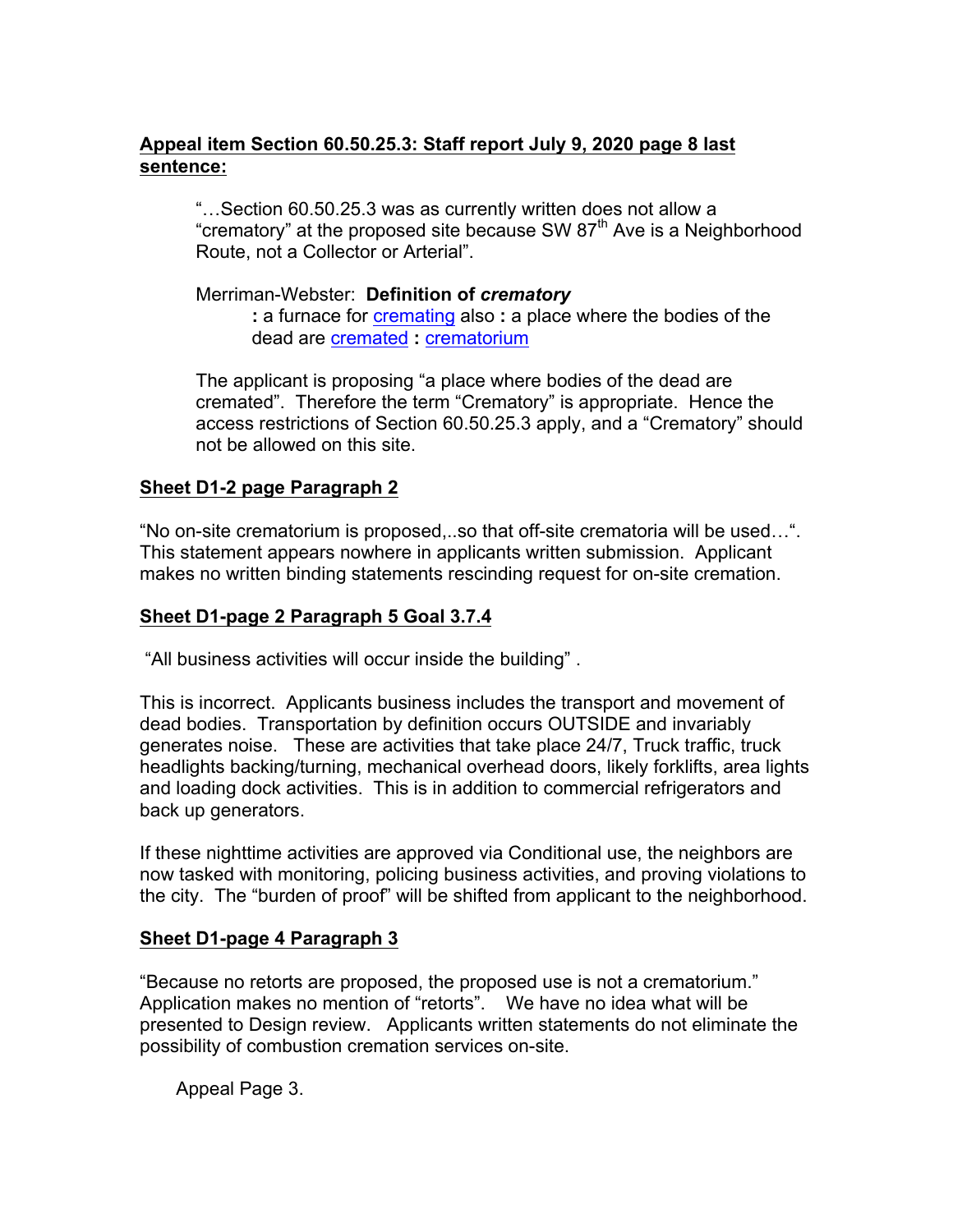**<u>Appeal item Section 60.50.25.3: Staff report July 9, 2020 page 8 last sentence:</u>**

> "…Section 60.50.25.3 was as currently written does not allow a "crematory" at the proposed site because SW 87th Ave is a Neighborhood Route, not a Collector or Arterial".
>
> Merriman-Webster: **Definition of *crematory***
>
> **:** a furnace for cremating also **:** a place where the bodies of the dead are cremated **:** crematorium
>
> The applicant is proposing "a place where bodies of the dead are cremated". Therefore the term "Crematory" is appropriate. Hence the access restrictions of Section 60.50.25.3 apply, and a "Crematory" should not be allowed on this site.

**<u>Sheet D1-2 page Paragraph 2</u>**

"No on-site crematorium is proposed,..so that off-site crematoria will be used…". This statement appears nowhere in applicants written submission. Applicant makes no written binding statements rescinding request for on-site cremation.

**<u>Sheet D1-page 2 Paragraph 5 Goal 3.7.4</u>**

"All business activities will occur inside the building" .

This is incorrect. Applicants business includes the transport and movement of dead bodies. Transportation by definition occurs OUTSIDE and invariably generates noise. These are activities that take place 24/7, Truck traffic, truck headlights backing/turning, mechanical overhead doors, likely forklifts, area lights and loading dock activities. This is in addition to commercial refrigerators and back up generators.

If these nighttime activities are approved via Conditional use, the neighbors are now tasked with monitoring, policing business activities, and proving violations to the city. The "burden of proof" will be shifted from applicant to the neighborhood.

**<u>Sheet D1-page 4 Paragraph 3</u>**

"Because no retorts are proposed, the proposed use is not a crematorium." Application makes no mention of "retorts". We have no idea what will be presented to Design review. Applicants written statements do not eliminate the possibility of combustion cremation services on-site.

Appeal Page 3.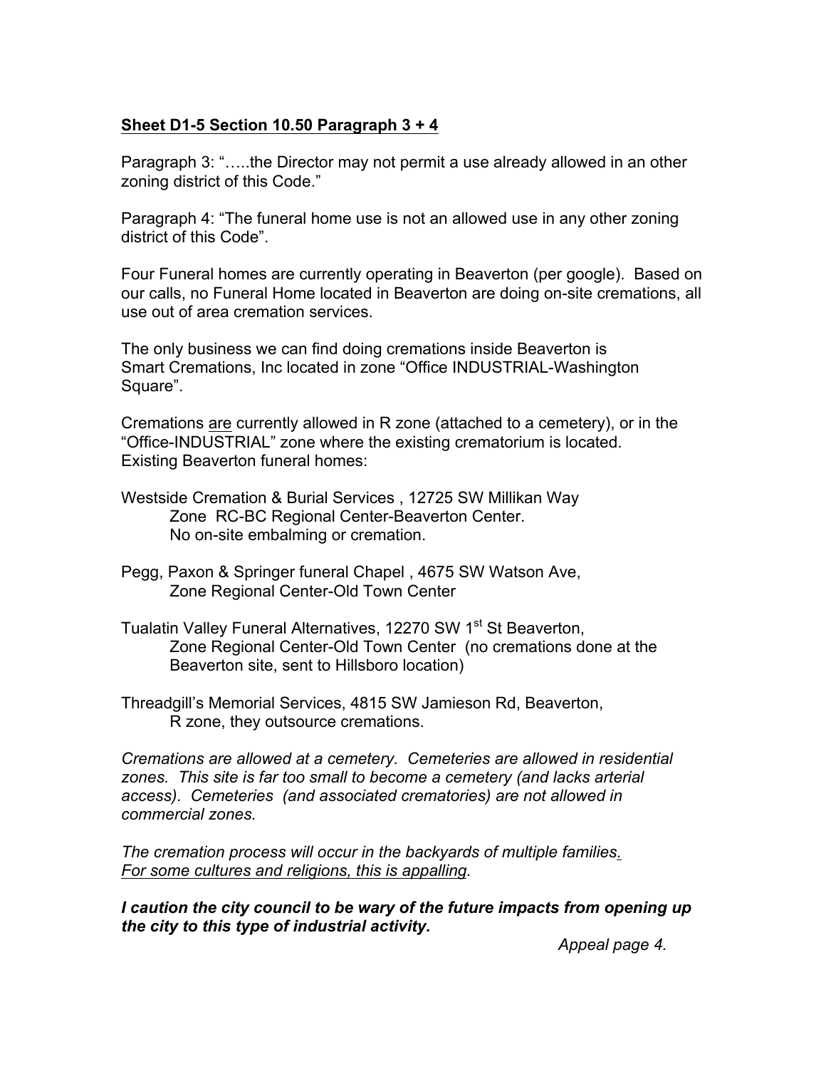**Sheet D1-5 Section 10.50 Paragraph 3 + 4**

Paragraph 3: "…..the Director may not permit a use already allowed in an other zoning district of this Code."

Paragraph 4: "The funeral home use is not an allowed use in any other zoning district of this Code".

Four Funeral homes are currently operating in Beaverton (per google). Based on our calls, no Funeral Home located in Beaverton are doing on-site cremations, all use out of area cremation services.

The only business we can find doing cremations inside Beaverton is Smart Cremations, Inc located in zone "Office INDUSTRIAL-Washington Square".

Cremations are currently allowed in R zone (attached to a cemetery), or in the "Office-INDUSTRIAL" zone where the existing crematorium is located.
Existing Beaverton funeral homes:

Westside Cremation & Burial Services , 12725 SW Millikan Way
Zone RC-BC Regional Center-Beaverton Center.
No on-site embalming or cremation.

Pegg, Paxon & Springer funeral Chapel , 4675 SW Watson Ave,
Zone Regional Center-Old Town Center

Tualatin Valley Funeral Alternatives, 12270 SW 1st St Beaverton,
Zone Regional Center-Old Town Center (no cremations done at the Beaverton site, sent to Hillsboro location)

Threadgill's Memorial Services, 4815 SW Jamieson Rd, Beaverton,
R zone, they outsource cremations.

*Cremations are allowed at a cemetery. Cemeteries are allowed in residential zones. This site is far too small to become a cemetery (and lacks arterial access). Cemeteries (and associated crematories) are not allowed in commercial zones.*

*The cremation process will occur in the backyards of multiple families. For some cultures and religions, this is appalling.*

***I caution the city council to be wary of the future impacts from opening up the city to this type of industrial activity.***

*Appeal page 4.*